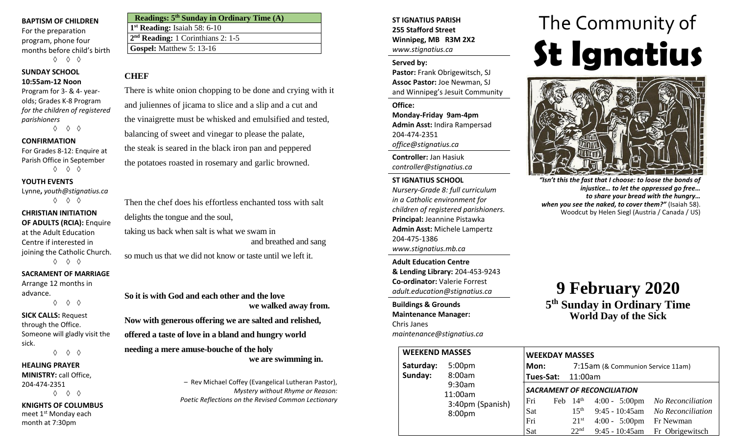**BAPTISM OF CHILDREN**
For the preparation program, phone four months before child's birth
◊ ◊ ◊

**SUNDAY SCHOOL**
**10:55am-12 Noon**
Program for 3- & 4- year-olds; Grades K-8 Program *for the children of registered parishioners*
◊ ◊ ◊

**CONFIRMATION**
For Grades 8-12: Enquire at Parish Office in September
◊ ◊ ◊

**YOUTH EVENTS**
Lynne, *youth@stignatius.ca*
◊ ◊ ◊

**CHRISTIAN INITIATION OF ADULTS (RCIA):** Enquire at the Adult Education Centre if interested in joining the Catholic Church.
◊ ◊ ◊

**SACRAMENT OF MARRIAGE**
Arrange 12 months in advance.
◊ ◊ ◊

**SICK CALLS:** Request through the Office. Someone will gladly visit the sick.
◊ ◊ ◊

**HEALING PRAYER MINISTRY:** call Office, 204-474-2351
◊ ◊ ◊

**KNIGHTS OF COLUMBUS**
meet 1st Monday each month at 7:30pm

| Readings: 5th Sunday in Ordinary Time (A) |
|---|
| 1st Reading: Isaiah 58: 6-10 |
| 2nd Reading: 1 Corinthians 2: 1-5 |
| Gospel: Matthew 5: 13-16 |

**CHEF**

There is white onion chopping to be done and crying with it
and juliennes of jicama to slice and a slip and a cut and
the vinaigrette must be whisked and emulsified and tested,
balancing of sweet and vinegar to please the palate,
the steak is seared in the black iron pan and peppered
the potatoes roasted in rosemary and garlic browned.

Then the chef does his effortless enchanted toss with salt
delights the tongue and the soul,
taking us back when salt is what we swam in
and breathed and sang
so much us that we did not know or taste until we left it.

**So it is with God and each other and the love**
**we walked away from.**
**Now with generous offering we are salted and relished,**
**offered a taste of love in a bland and hungry world**
**needing a mere amuse-bouche of the holy**
**we are swimming in.**

– Rev Michael Coffey (Evangelical Lutheran Pastor), *Mystery without Rhyme or Reason: Poetic Reflections on the Revised Common Lectionary*

**ST IGNATIUS PARISH**
**255 Stafford Street**
**Winnipeg, MB R3M 2X2**
*www.stignatius.ca*

**Served by:**
**Pastor:** Frank Obrigewitsch, SJ
**Assoc Pastor:** Joe Newman, SJ
and Winnipeg's Jesuit Community

**Office:**
**Monday-Friday 9am-4pm**
**Admin Asst:** Indira Rampersad
204-474-2351
*office@stignatius.ca*

**Controller:** Jan Hasiuk
*controller@stignatius.ca*

**ST IGNATIUS SCHOOL**
*Nursery-Grade 8: full curriculum in a Catholic environment for children of registered parishioners.*
**Principal:** Jeannine Pistawka
**Admin Asst:** Michele Lampertz
204-475-1386
*www.stignatius.mb.ca*

**Adult Education Centre & Lending Library:** 204-453-9243
**Co-ordinator:** Valerie Forrest
*adult.education@stignatius.ca*

**Buildings & Grounds Maintenance Manager:**
Chris Janes
*maintenance@stignatius.ca*

# The Community of St Ignatius

*"Isn't this the fast that I choose: to loose the bonds of injustice… to let the oppressed go free… to share your bread with the hungry… when you see the naked, to cover them?"* (Isaiah 58). Woodcut by Helen Siegl (Austria / Canada / US)

# 9 February 2020
## 5th Sunday in Ordinary Time
## World Day of the Sick

**WEEKEND MASSES**

| | |
|---|---|
| Saturday: | 5:00pm |
| Sunday: | 8:00am |
| | 9:30am |
| | 11:00am |
| | 3:40pm (Spanish) |
| | 8:00pm |

**WEEKDAY MASSES**

**Mon:** 7:15am (& Communion Service 11am)
**Tues-Sat:** 11:00am

***SACRAMENT OF RECONCILIATION***

| | | | |
|---|---|---|---|
| Fri | Feb 14th | 4:00 - 5:00pm | *No Reconciliation* |
| Sat | 15th | 9:45 - 10:45am | *No Reconciliation* |
| Fri | 21st | 4:00 - 5:00pm | Fr Newman |
| Sat | 22nd | 9:45 - 10:45am | Fr Obrigewitsch |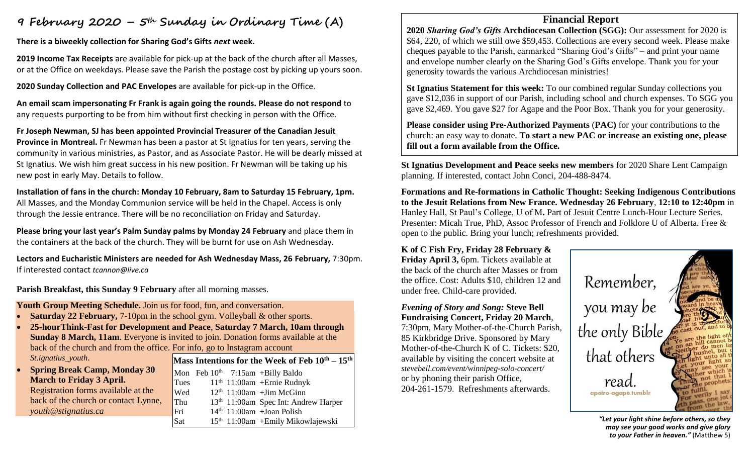# 9 February 2020 – 5th Sunday in Ordinary Time (A)

**There is a biweekly collection for Sharing God's Gifts *next* week.**

**2019 Income Tax Receipts** are available for pick-up at the back of the church after all Masses, or at the Office on weekdays. Please save the Parish the postage cost by picking up yours soon.

**2020 Sunday Collection and PAC Envelopes** are available for pick-up in the Office.

**An email scam impersonating Fr Frank is again going the rounds. Please do not respond** to any requests purporting to be from him without first checking in person with the Office.

**Fr Joseph Newman, SJ has been appointed Provincial Treasurer of the Canadian Jesuit Province in Montreal.** Fr Newman has been a pastor at St Ignatius for ten years, serving the community in various ministries, as Pastor, and as Associate Pastor. He will be dearly missed at St Ignatius. We wish him great success in his new position. Fr Newman will be taking up his new post in early May. Details to follow.

**Installation of fans in the church: Monday 10 February, 8am to Saturday 15 February, 1pm.** All Masses, and the Monday Communion service will be held in the Chapel. Access is only through the Jessie entrance. There will be no reconciliation on Friday and Saturday.

**Please bring your last year's Palm Sunday palms by Monday 24 February** and place them in the containers at the back of the church. They will be burnt for use on Ash Wednesday.

**Lectors and Eucharistic Ministers are needed for Ash Wednesday Mass, 26 February,** 7:30pm. If interested contact *tcannon@live.ca*

**Parish Breakfast, this Sunday 9 February** after all morning masses.

**Youth Group Meeting Schedule.** Join us for food, fun, and conversation.

- **Saturday 22 February,** 7-10pm in the school gym. Volleyball & other sports.
- **25-hourThink-Fast for Development and Peace**, **Saturday 7 March, 10am through Sunday 8 March, 11am**. Everyone is invited to join. Donation forms available at the back of the church and from the office. For info, go to Instagram account *St.ignatius_youth*.
- **Spring Break Camp, Monday 30 March to Friday 3 April.** Registration forms available at the back of the church or contact Lynne, *youth@stignatius.ca*

**Mass Intentions for the Week of Feb 10th – 15th**

| | | | |
|---|---|---|---|
| Mon | Feb 10th | 7:15am | +Billy Baldo |
| Tues | 11th | 11:00am | +Ernie Rudnyk |
| Wed | 12th | 11:00am | +Jim McGinn |
| Thu | 13th | 11:00am | Spec Int: Andrew Harper |
| Fri | 14th | 11:00am | +Joan Polish |
| Sat | 15th | 11:00am | +Emily Mikowlajewski |

## Financial Report

**2020 *Sharing God's Gifts* Archdiocesan Collection (SGG):** Our assessment for 2020 is $64, 220, of which we still owe $59,453. Collections are every second week. Please make cheques payable to the Parish, earmarked "Sharing God's Gifts" – and print your name and envelope number clearly on the Sharing God's Gifts envelope. Thank you for your generosity towards the various Archdiocesan ministries!

**St Ignatius Statement for this week:** To our combined regular Sunday collections you gave $12,036 in support of our Parish, including school and church expenses. To SGG you gave $2,469. You gave $27 for Agape and the Poor Box. Thank you for your generosity.

**Please consider using Pre-Authorized Payments (PAC)** for your contributions to the church: an easy way to donate. **To start a new PAC or increase an existing one, please fill out a form available from the Office.**

**St Ignatius Development and Peace seeks new members** for 2020 Share Lent Campaign planning. If interested, contact John Conci, 204-488-8474.

**Formations and Re-formations in Catholic Thought: Seeking Indigenous Contributions to the Jesuit Relations from New France. Wednesday 26 February**, **12:10 to 12:40pm** in Hanley Hall, St Paul's College, U of M**.** Part of Jesuit Centre Lunch-Hour Lecture Series. Presenter: Micah True, PhD, Assoc Professor of French and Folklore U of Alberta. Free & open to the public. Bring your lunch; refreshments provided.

**K of C Fish Fry, Friday 28 February & Friday April 3,** 6pm. Tickets available at the back of the church after Masses or from the office. Cost: Adults $10, children 12 and under free. Child-care provided.

***Evening of Story and Song:* Steve Bell Fundraising Concert, Friday 20 March**, 7:30pm, Mary Mother-of-the-Church Parish, 85 Kirkbridge Drive. Sponsored by Mary Mother-of-the-Church K of C. Tickets: $20, available by visiting the concert website at *stevebell.com/event/winnipeg-solo-concert/* or by phoning their parish Office, 204-261-1579. Refreshments afterwards.

Remember, you may be the only Bible that others read.

apeiro-agape.tumblr

*"Let your light shine before others, so they may see your good works and give glory to your Father in heaven."* (Matthew 5)